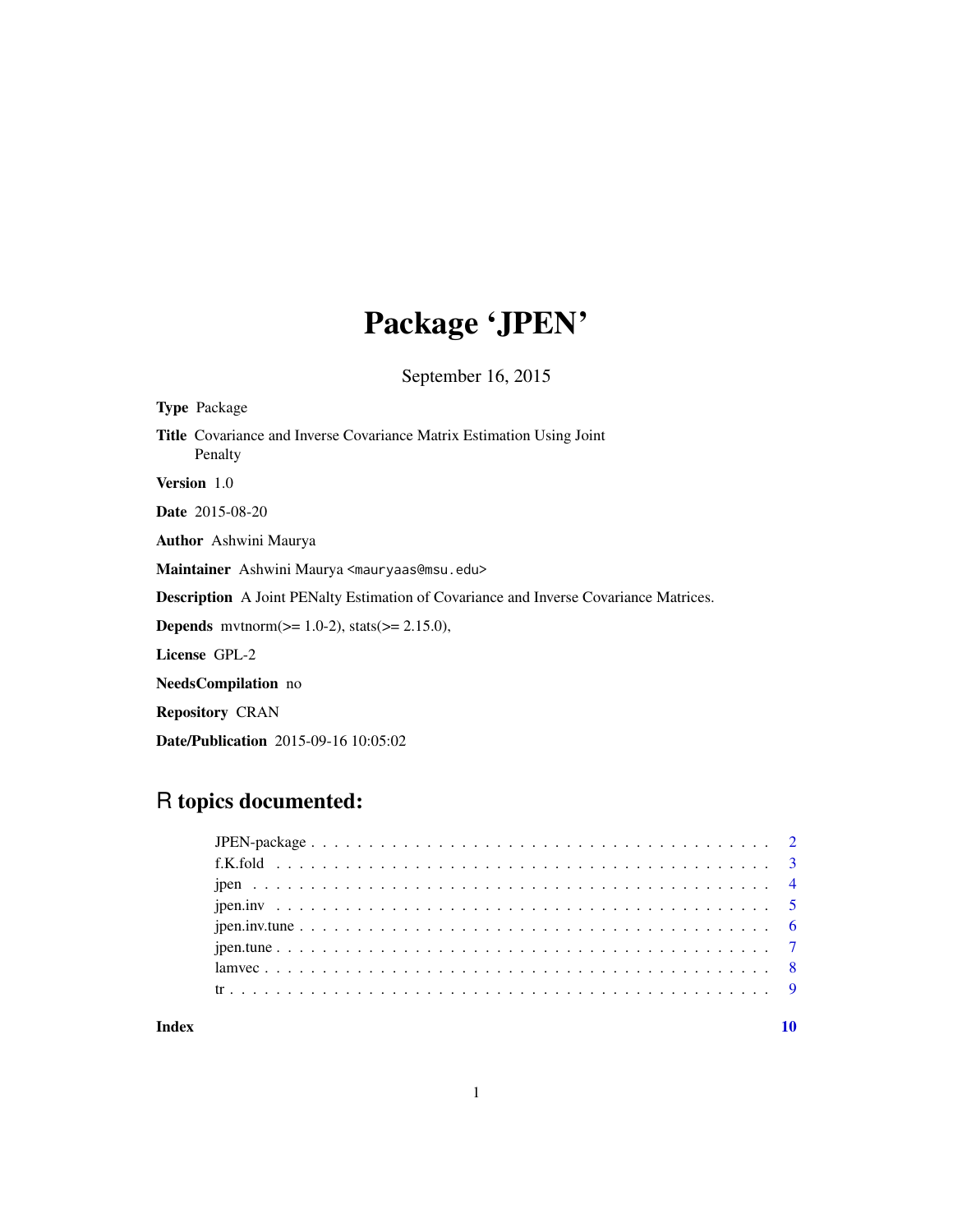# Package 'JPEN'

September 16, 2015

**Type** Package

**Title** Covariance and Inverse Covariance Matrix Estimation Using Joint Penalty

**Version** 1.0

**Date** 2015-08-20

**Author** Ashwini Maurya

**Maintainer** Ashwini Maurya <mauryaas@msu.edu>

**Description** A Joint PENalty Estimation of Covariance and Inverse Covariance Matrices.

**Depends** mvtnorm(>= 1.0-2), stats(>= 2.15.0),

**License** GPL-2

**NeedsCompilation** no

**Repository** CRAN

**Date/Publication** 2015-09-16 10:05:02

## R topics documented:

| | |
|---|---|
| JPEN-package | 2 |
| f.K.fold | 3 |
| jpen | 4 |
| jpen.inv | 5 |
| jpen.inv.tune | 6 |
| jpen.tune | 7 |
| lamvec | 8 |
| tr | 9 |

**Index** **10**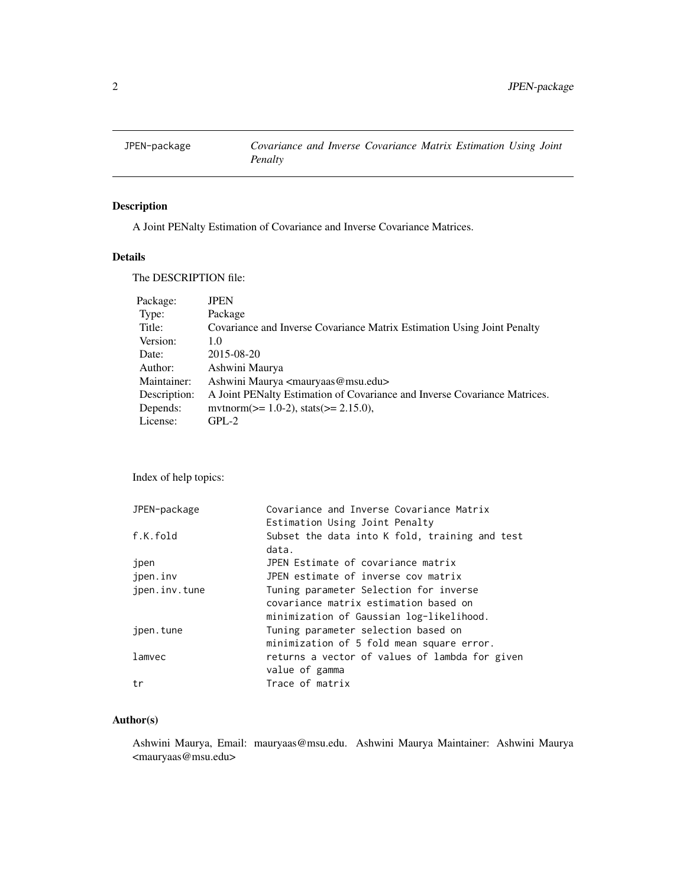| JPEN-package | *Covariance and Inverse Covariance Matrix Estimation Using Joint Penalty* |
|---|---|

## Description

A Joint PENalty Estimation of Covariance and Inverse Covariance Matrices.

## Details

The DESCRIPTION file:

| | |
|---|---|
| Package: | JPEN |
| Type: | Package |
| Title: | Covariance and Inverse Covariance Matrix Estimation Using Joint Penalty |
| Version: | 1.0 |
| Date: | 2015-08-20 |
| Author: | Ashwini Maurya |
| Maintainer: | Ashwini Maurya <mauryaas@msu.edu> |
| Description: | A Joint PENalty Estimation of Covariance and Inverse Covariance Matrices. |
| Depends: | mvtnorm(>= 1.0-2), stats(>= 2.15.0), |
| License: | GPL-2 |

Index of help topics:

```
JPEN-package            Covariance and Inverse Covariance Matrix
                        Estimation Using Joint Penalty
f.K.fold                Subset the data into K fold, training and test
                        data.
jpen                    JPEN Estimate of covariance matrix
jpen.inv                JPEN estimate of inverse cov matrix
jpen.inv.tune           Tuning parameter Selection for inverse
                        covariance matrix estimation based on
                        minimization of Gaussian log-likelihood.
jpen.tune               Tuning parameter selection based on
                        minimization of 5 fold mean square error.
lamvec                  returns a vector of values of lambda for given
                        value of gamma
tr                      Trace of matrix
```

## Author(s)

Ashwini Maurya, Email: mauryaas@msu.edu. Ashwini Maurya Maintainer: Ashwini Maurya <mauryaas@msu.edu>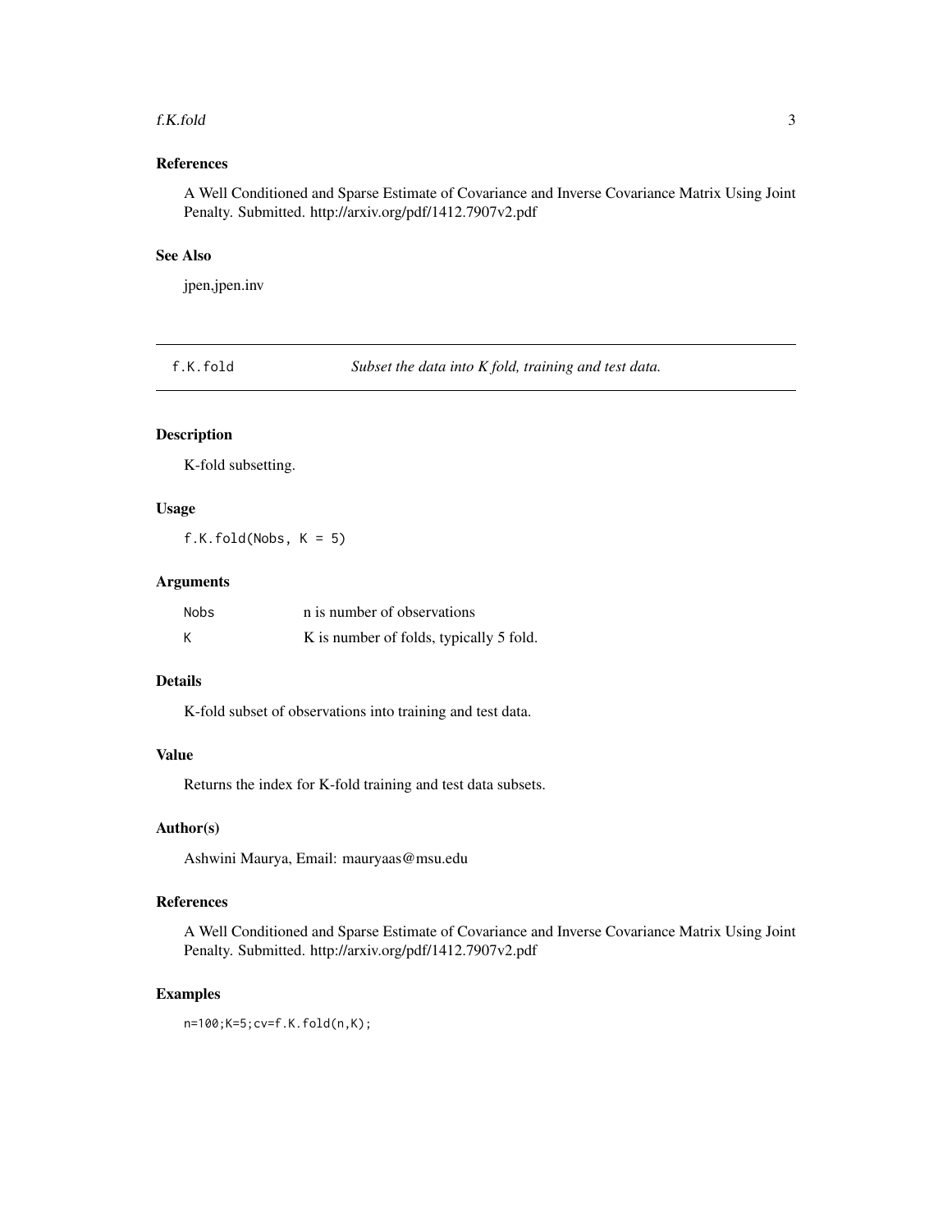## References

A Well Conditioned and Sparse Estimate of Covariance and Inverse Covariance Matrix Using Joint Penalty. Submitted. http://arxiv.org/pdf/1412.7907v2.pdf

## See Also

jpen,jpen.inv

---

# f.K.fold — *Subset the data into K fold, training and test data.*

---

## Description

K-fold subsetting.

## Usage

```
f.K.fold(Nobs, K = 5)
```

## Arguments

| | |
|---|---|
| Nobs | n is number of observations |
| K | K is number of folds, typically 5 fold. |

## Details

K-fold subset of observations into training and test data.

## Value

Returns the index for K-fold training and test data subsets.

## Author(s)

Ashwini Maurya, Email: mauryaas@msu.edu

## References

A Well Conditioned and Sparse Estimate of Covariance and Inverse Covariance Matrix Using Joint Penalty. Submitted. http://arxiv.org/pdf/1412.7907v2.pdf

## Examples

```
n=100;K=5;cv=f.K.fold(n,K);
```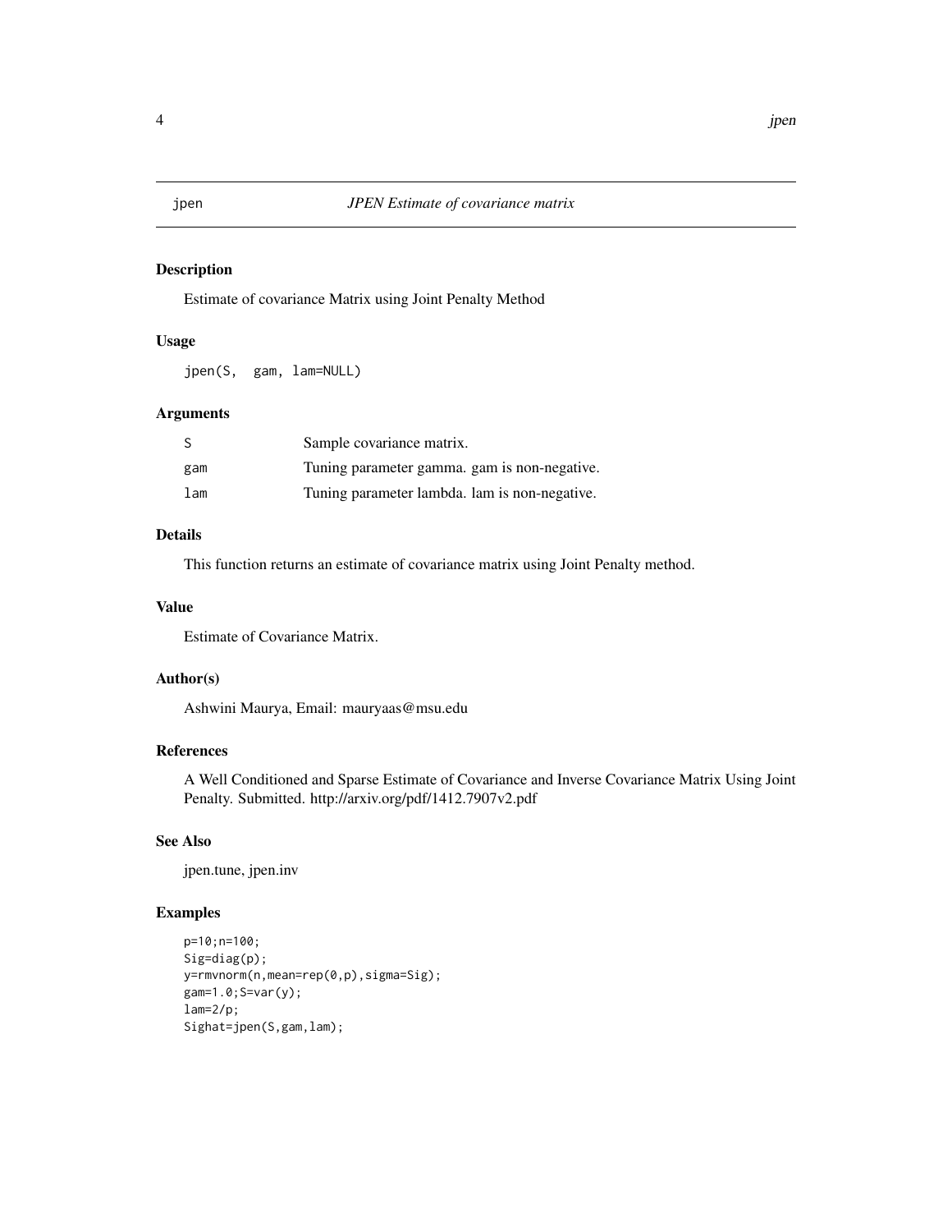jpen *JPEN Estimate of covariance matrix*

## Description

Estimate of covariance Matrix using Joint Penalty Method

## Usage

```
jpen(S,  gam, lam=NULL)
```

## Arguments

| | |
|---|---|
| S | Sample covariance matrix. |
| gam | Tuning parameter gamma. gam is non-negative. |
| lam | Tuning parameter lambda. lam is non-negative. |

## Details

This function returns an estimate of covariance matrix using Joint Penalty method.

## Value

Estimate of Covariance Matrix.

## Author(s)

Ashwini Maurya, Email: mauryaas@msu.edu

## References

A Well Conditioned and Sparse Estimate of Covariance and Inverse Covariance Matrix Using Joint Penalty. Submitted. http://arxiv.org/pdf/1412.7907v2.pdf

## See Also

jpen.tune, jpen.inv

## Examples

```
p=10;n=100;
Sig=diag(p);
y=rmvnorm(n,mean=rep(0,p),sigma=Sig);
gam=1.0;S=var(y);
lam=2/p;
Sighat=jpen(S,gam,lam);
```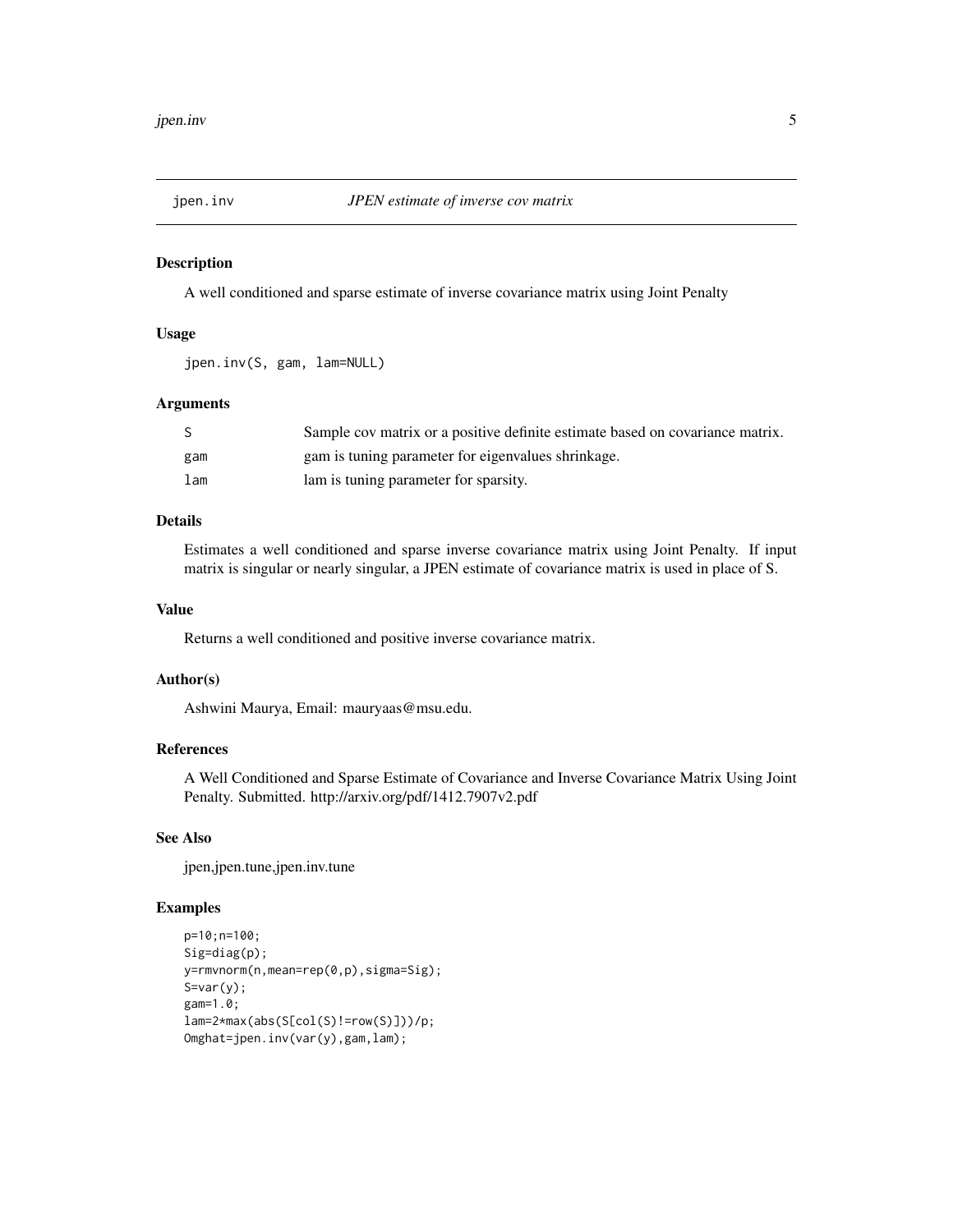## jpen.inv *JPEN estimate of inverse cov matrix*

### Description

A well conditioned and sparse estimate of inverse covariance matrix using Joint Penalty

### Usage

```
jpen.inv(S, gam, lam=NULL)
```

### Arguments

| | |
|---|---|
| S | Sample cov matrix or a positive definite estimate based on covariance matrix. |
| gam | gam is tuning parameter for eigenvalues shrinkage. |
| lam | lam is tuning parameter for sparsity. |

### Details

Estimates a well conditioned and sparse inverse covariance matrix using Joint Penalty. If input matrix is singular or nearly singular, a JPEN estimate of covariance matrix is used in place of S.

### Value

Returns a well conditioned and positive inverse covariance matrix.

### Author(s)

Ashwini Maurya, Email: mauryaas@msu.edu.

### References

A Well Conditioned and Sparse Estimate of Covariance and Inverse Covariance Matrix Using Joint Penalty. Submitted. http://arxiv.org/pdf/1412.7907v2.pdf

### See Also

jpen,jpen.tune,jpen.inv.tune

### Examples

```
p=10;n=100;
Sig=diag(p);
y=rmvnorm(n,mean=rep(0,p),sigma=Sig);
S=var(y);
gam=1.0;
lam=2*max(abs(S[col(S)!=row(S)]))/p;
Omghat=jpen.inv(var(y),gam,lam);
```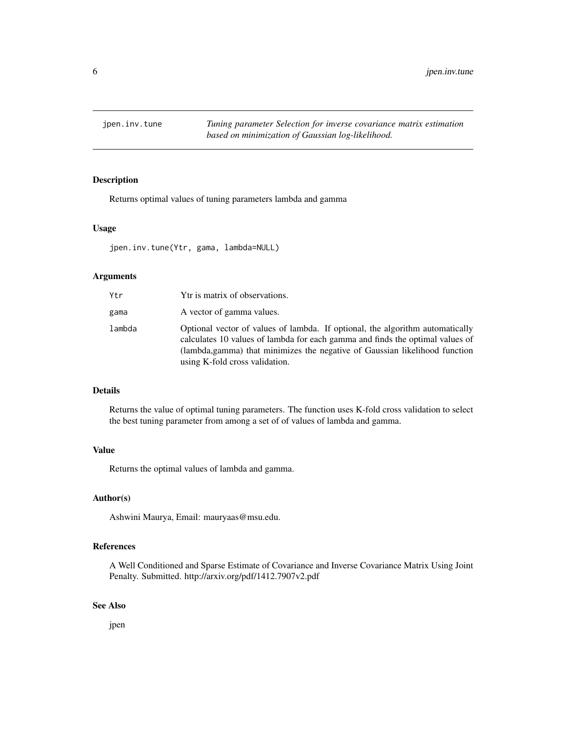# jpen.inv.tune

*Tuning parameter Selection for inverse covariance matrix estimation based on minimization of Gaussian log-likelihood.*

## Description

Returns optimal values of tuning parameters lambda and gamma

## Usage

```
jpen.inv.tune(Ytr, gama, lambda=NULL)
```

## Arguments

| | |
|---|---|
| Ytr | Ytr is matrix of observations. |
| gama | A vector of gamma values. |
| lambda | Optional vector of values of lambda. If optional, the algorithm automatically calculates 10 values of lambda for each gamma and finds the optimal values of (lambda,gamma) that minimizes the negative of Gaussian likelihood function using K-fold cross validation. |

## Details

Returns the value of optimal tuning parameters. The function uses K-fold cross validation to select the best tuning parameter from among a set of of values of lambda and gamma.

## Value

Returns the optimal values of lambda and gamma.

## Author(s)

Ashwini Maurya, Email: mauryaas@msu.edu.

## References

A Well Conditioned and Sparse Estimate of Covariance and Inverse Covariance Matrix Using Joint Penalty. Submitted. http://arxiv.org/pdf/1412.7907v2.pdf

## See Also

jpen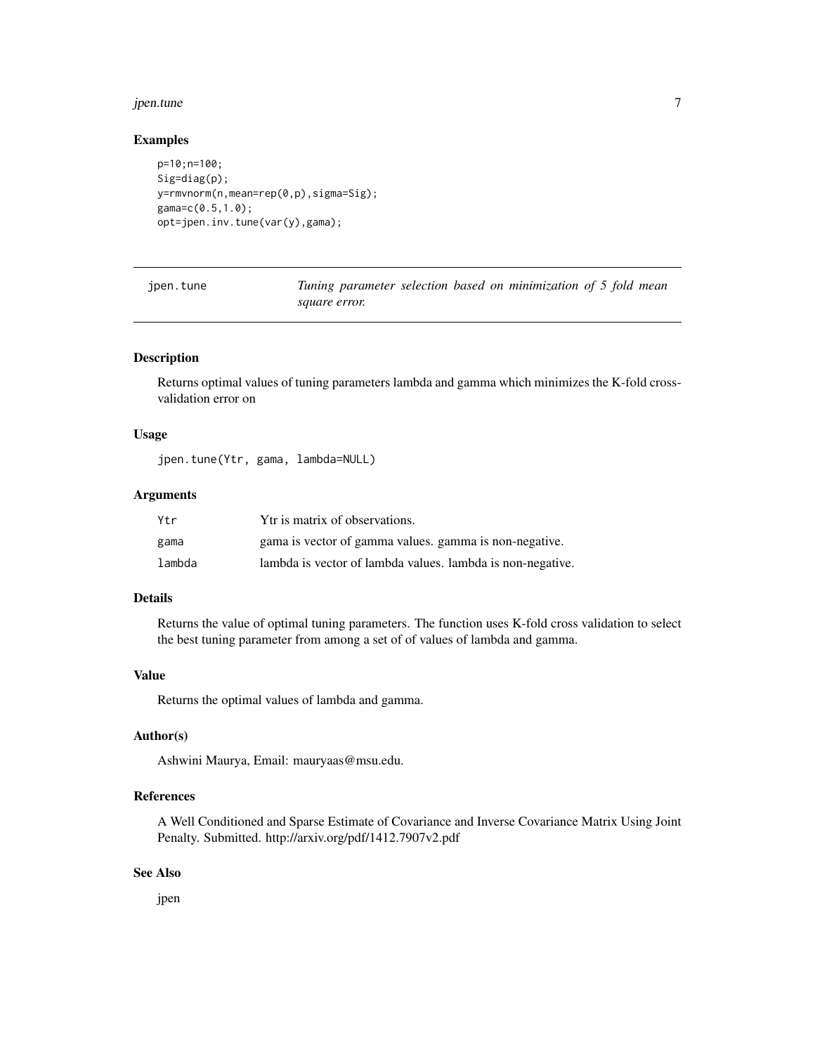### Examples

```
p=10;n=100;
Sig=diag(p);
y=rmvnorm(n,mean=rep(0,p),sigma=Sig);
gama=c(0.5,1.0);
opt=jpen.inv.tune(var(y),gama);
```

---

## jpen.tune — *Tuning parameter selection based on minimization of 5 fold mean square error.*

---

### Description

Returns optimal values of tuning parameters lambda and gamma which minimizes the K-fold cross-validation error on

### Usage

```
jpen.tune(Ytr, gama, lambda=NULL)
```

### Arguments

| | |
|---|---|
| `Ytr` | Ytr is matrix of observations. |
| `gama` | gama is vector of gamma values. gamma is non-negative. |
| `lambda` | lambda is vector of lambda values. lambda is non-negative. |

### Details

Returns the value of optimal tuning parameters. The function uses K-fold cross validation to select the best tuning parameter from among a set of of values of lambda and gamma.

### Value

Returns the optimal values of lambda and gamma.

### Author(s)

Ashwini Maurya, Email: mauryaas@msu.edu.

### References

A Well Conditioned and Sparse Estimate of Covariance and Inverse Covariance Matrix Using Joint Penalty. Submitted. http://arxiv.org/pdf/1412.7907v2.pdf

### See Also

jpen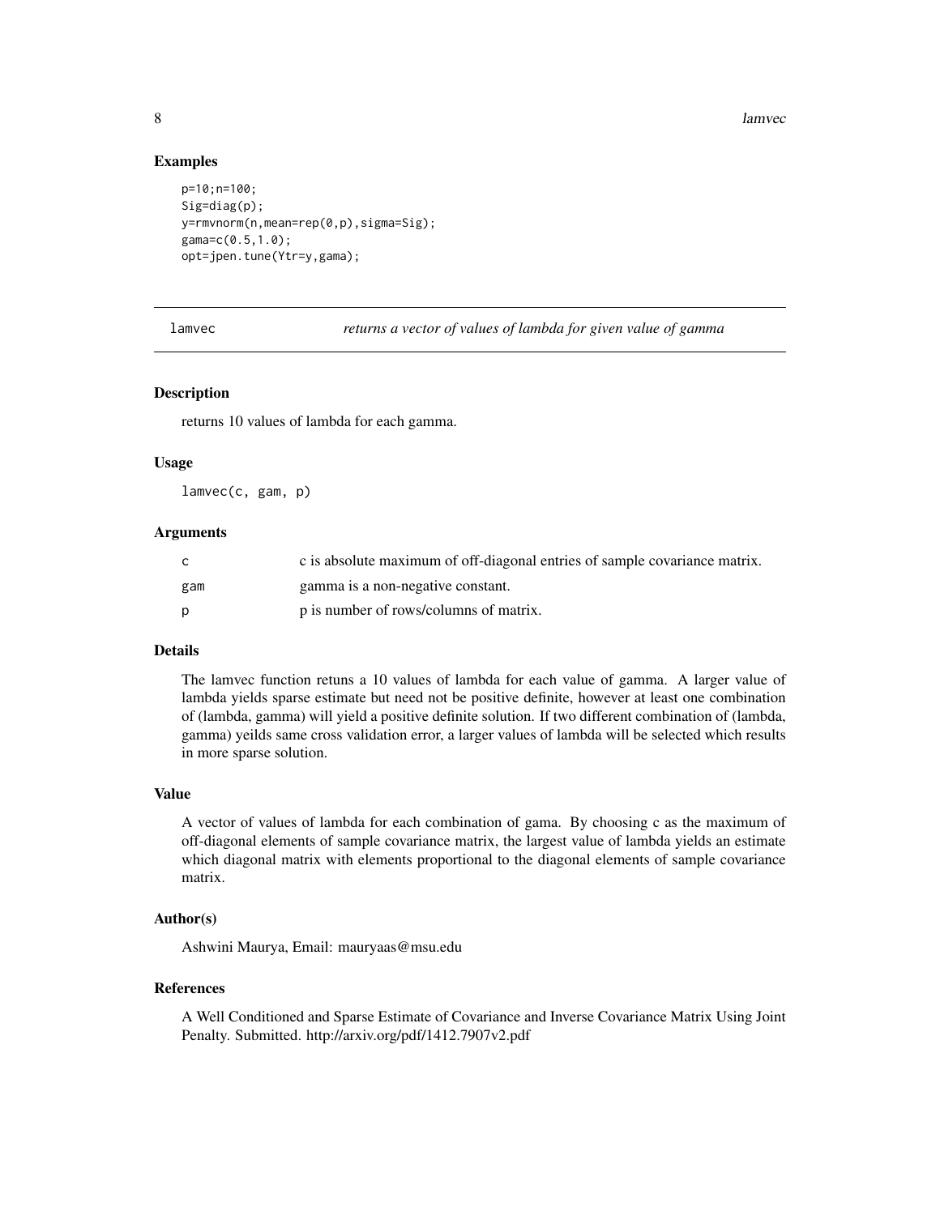### Examples

```
p=10;n=100;
Sig=diag(p);
y=rmvnorm(n,mean=rep(0,p),sigma=Sig);
gama=c(0.5,1.0);
opt=jpen.tune(Ytr=y,gama);
```

---

## lamvec    *returns a vector of values of lambda for given value of gamma*

---

### Description

returns 10 values of lambda for each gamma.

### Usage

```
lamvec(c, gam, p)
```

### Arguments

| | |
|---|---|
| c | c is absolute maximum of off-diagonal entries of sample covariance matrix. |
| gam | gamma is a non-negative constant. |
| p | p is number of rows/columns of matrix. |

### Details

The lamvec function retuns a 10 values of lambda for each value of gamma. A larger value of lambda yields sparse estimate but need not be positive definite, however at least one combination of (lambda, gamma) will yield a positive definite solution. If two different combination of (lambda, gamma) yeilds same cross validation error, a larger values of lambda will be selected which results in more sparse solution.

### Value

A vector of values of lambda for each combination of gama. By choosing c as the maximum of off-diagonal elements of sample covariance matrix, the largest value of lambda yields an estimate which diagonal matrix with elements proportional to the diagonal elements of sample covariance matrix.

### Author(s)

Ashwini Maurya, Email: mauryaas@msu.edu

### References

A Well Conditioned and Sparse Estimate of Covariance and Inverse Covariance Matrix Using Joint Penalty. Submitted. http://arxiv.org/pdf/1412.7907v2.pdf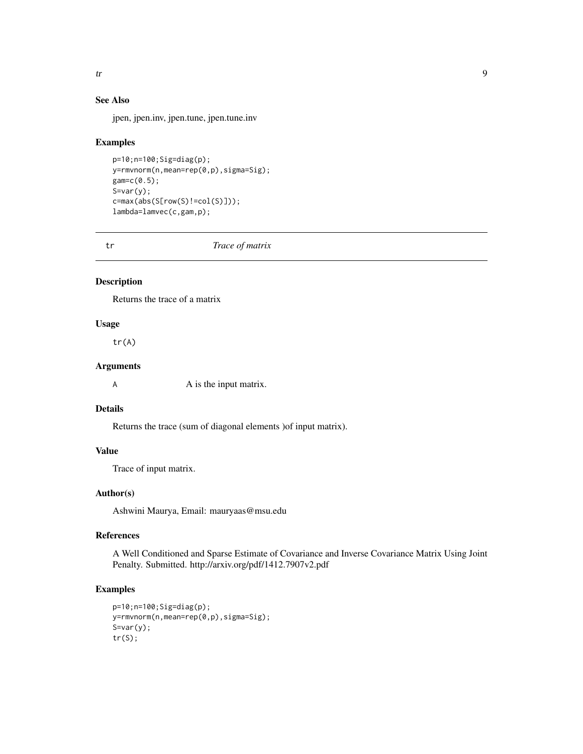### See Also

jpen, jpen.inv, jpen.tune, jpen.tune.inv

### Examples

```
p=10;n=100;Sig=diag(p);
y=rmvnorm(n,mean=rep(0,p),sigma=Sig);
gam=c(0.5);
S=var(y);
c=max(abs(S[row(S)!=col(S)]));
lambda=lamvec(c,gam,p);
```

---

## tr — *Trace of matrix*

---

### Description

Returns the trace of a matrix

### Usage

```
tr(A)
```

### Arguments

| | |
|---|---|
| A | A is the input matrix. |

### Details

Returns the trace (sum of diagonal elements )of input matrix).

### Value

Trace of input matrix.

### Author(s)

Ashwini Maurya, Email: mauryaas@msu.edu

### References

A Well Conditioned and Sparse Estimate of Covariance and Inverse Covariance Matrix Using Joint Penalty. Submitted. http://arxiv.org/pdf/1412.7907v2.pdf

### Examples

```
p=10;n=100;Sig=diag(p);
y=rmvnorm(n,mean=rep(0,p),sigma=Sig);
S=var(y);
tr(S);
```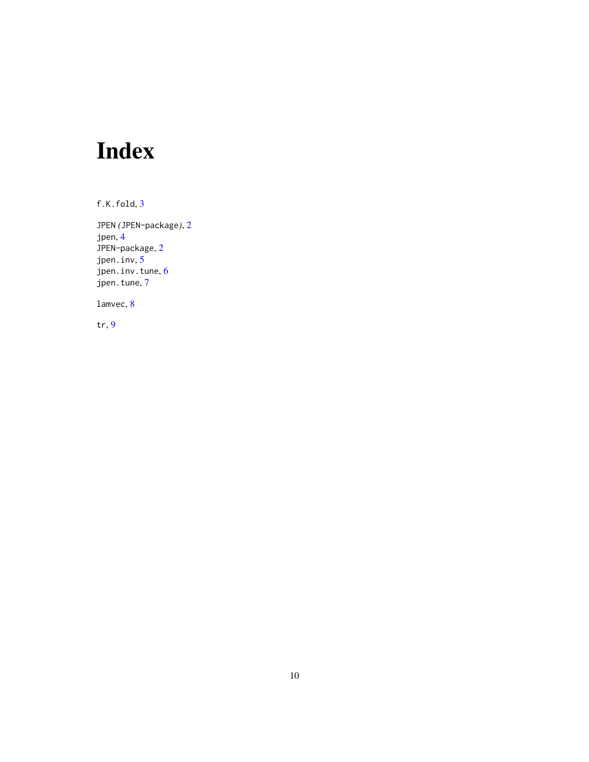# Index

f.K.fold, 3

JPEN (JPEN-package), 2
jpen, 4
JPEN-package, 2
jpen.inv, 5
jpen.inv.tune, 6
jpen.tune, 7

lamvec, 8

tr, 9